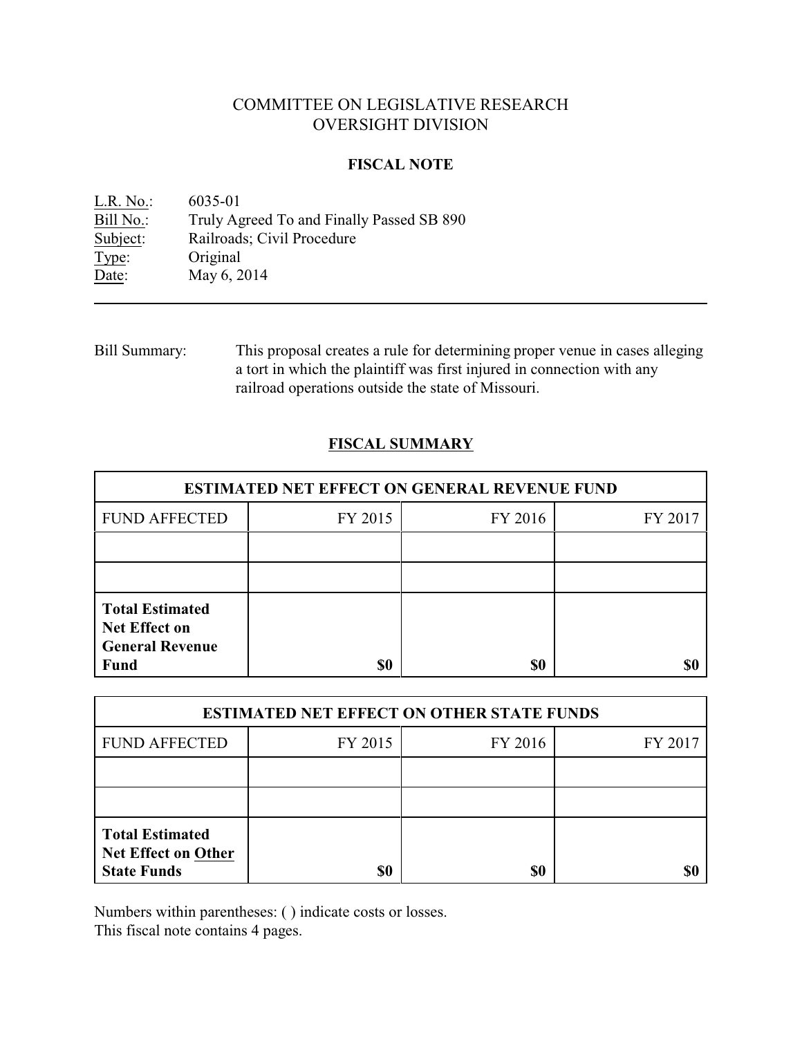# COMMITTEE ON LEGISLATIVE RESEARCH
# OVERSIGHT DIVISION

## FISCAL NOTE

L.R. No.: 6035-01
Bill No.: Truly Agreed To and Finally Passed SB 890
Subject: Railroads; Civil Procedure
Type: Original
Date: May 6, 2014

---

Bill Summary: This proposal creates a rule for determining proper venue in cases alleging a tort in which the plaintiff was first injured in connection with any railroad operations outside the state of Missouri.

## FISCAL SUMMARY

| ESTIMATED NET EFFECT ON GENERAL REVENUE FUND | | | |
|---|---|---|---|
| FUND AFFECTED | FY 2015 | FY 2016 | FY 2017 |
| | | | |
| | | | |
| **Total Estimated Net Effect on General Revenue Fund** | **$0** | **$0** | **$0** |

| ESTIMATED NET EFFECT ON OTHER STATE FUNDS | | | |
|---|---|---|---|
| FUND AFFECTED | FY 2015 | FY 2016 | FY 2017 |
| | | | |
| | | | |
| **Total Estimated Net Effect on Other State Funds** | **$0** | **$0** | **$0** |

Numbers within parentheses: ( ) indicate costs or losses.
This fiscal note contains 4 pages.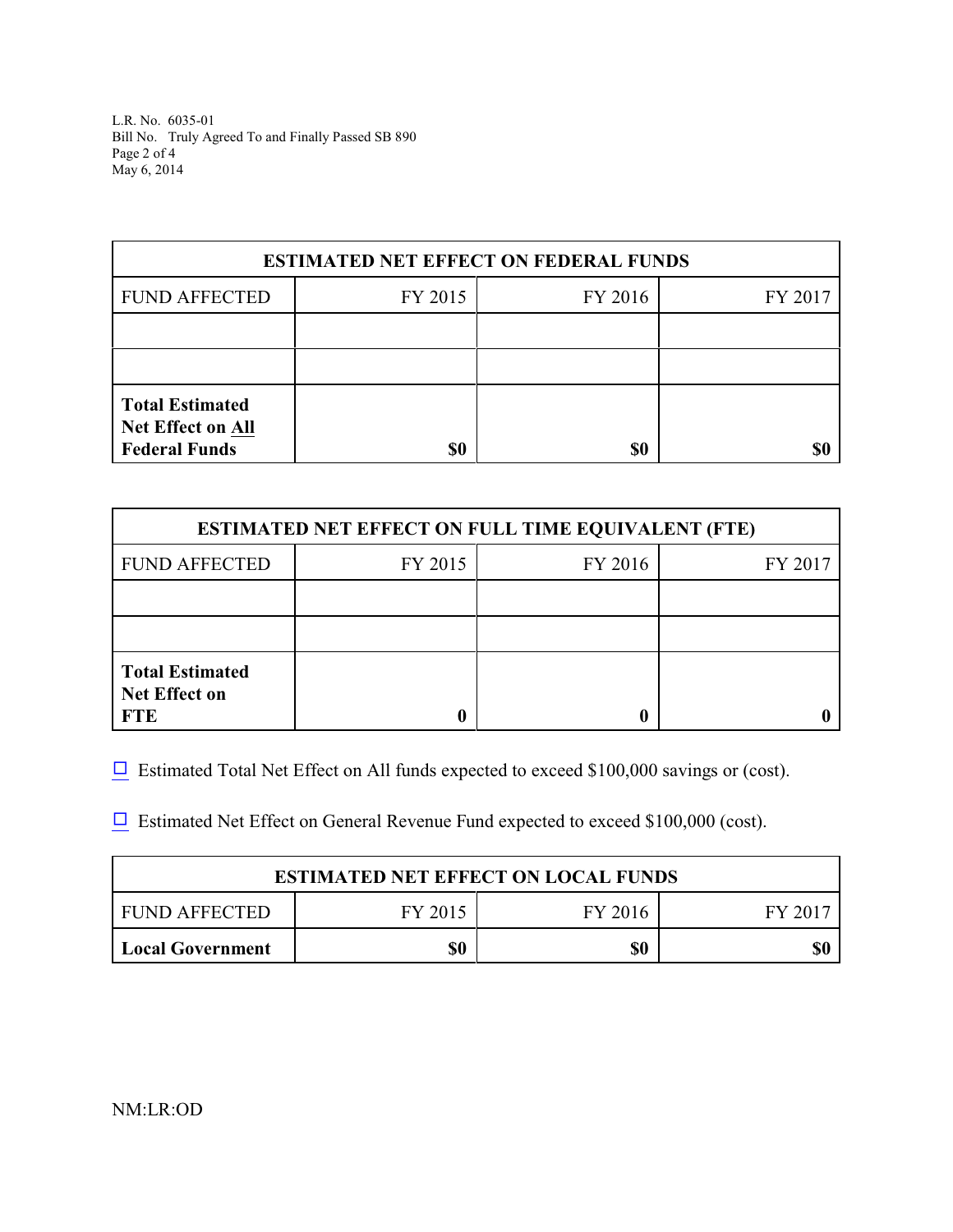| ESTIMATED NET EFFECT ON FEDERAL FUNDS | | | |
|---|---|---|---|
| FUND AFFECTED | FY 2015 | FY 2016 | FY 2017 |
| | | | |
| | | | |
| **Total Estimated Net Effect on All Federal Funds** | **$0** | **$0** | **$0** |

| ESTIMATED NET EFFECT ON FULL TIME EQUIVALENT (FTE) | | | |
|---|---|---|---|
| FUND AFFECTED | FY 2015 | FY 2016 | FY 2017 |
| | | | |
| | | | |
| **Total Estimated Net Effect on FTE** | **0** | **0** | **0** |

☐ Estimated Total Net Effect on All funds expected to exceed $100,000 savings or (cost).

☐ Estimated Net Effect on General Revenue Fund expected to exceed $100,000 (cost).

| ESTIMATED NET EFFECT ON LOCAL FUNDS | | | |
|---|---|---|---|
| FUND AFFECTED | FY 2015 | FY 2016 | FY 2017 |
| **Local Government** | **$0** | **$0** | **$0** |

NM:LR:OD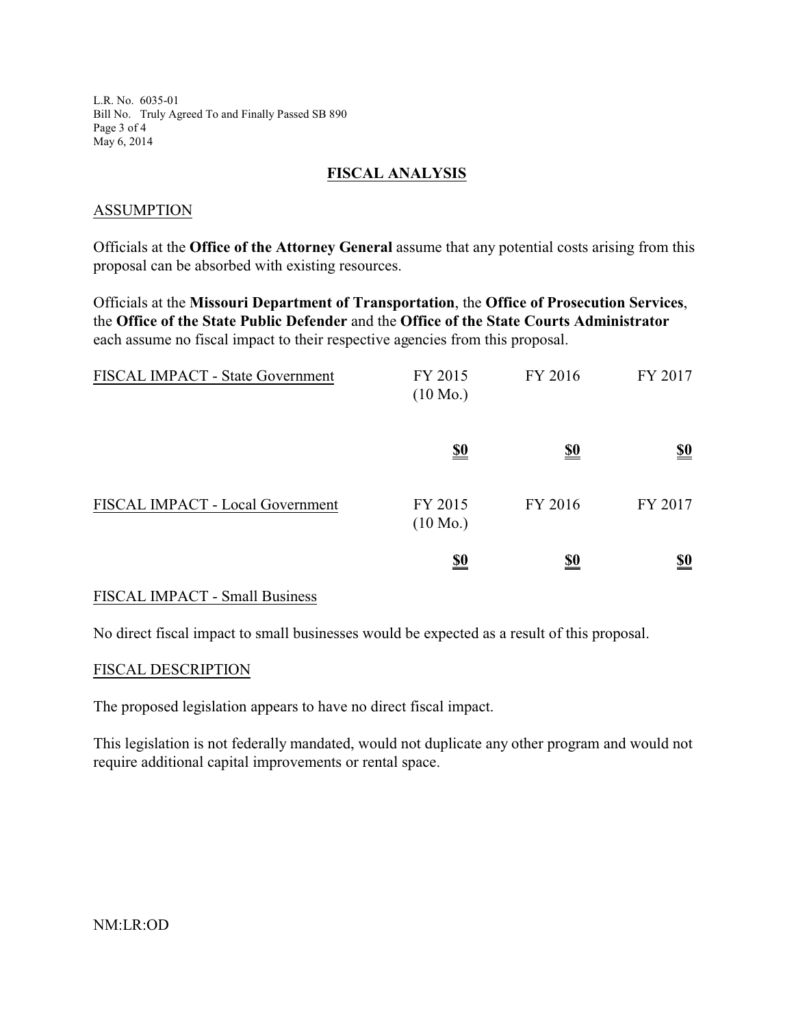## FISCAL ANALYSIS

### ASSUMPTION

Officials at the **Office of the Attorney General** assume that any potential costs arising from this proposal can be absorbed with existing resources.

Officials at the **Missouri Department of Transportation**, the **Office of Prosecution Services**, the **Office of the State Public Defender** and the **Office of the State Courts Administrator** each assume no fiscal impact to their respective agencies from this proposal.

| FISCAL IMPACT - State Government | FY 2015 (10 Mo.) | FY 2016 | FY 2017 |
|---|---|---|---|
| | **$0** | **$0** | **$0** |

| FISCAL IMPACT - Local Government | FY 2015 (10 Mo.) | FY 2016 | FY 2017 |
|---|---|---|---|
| | **$0** | **$0** | **$0** |

### FISCAL IMPACT - Small Business

No direct fiscal impact to small businesses would be expected as a result of this proposal.

### FISCAL DESCRIPTION

The proposed legislation appears to have no direct fiscal impact.

This legislation is not federally mandated, would not duplicate any other program and would not require additional capital improvements or rental space.

NM:LR:OD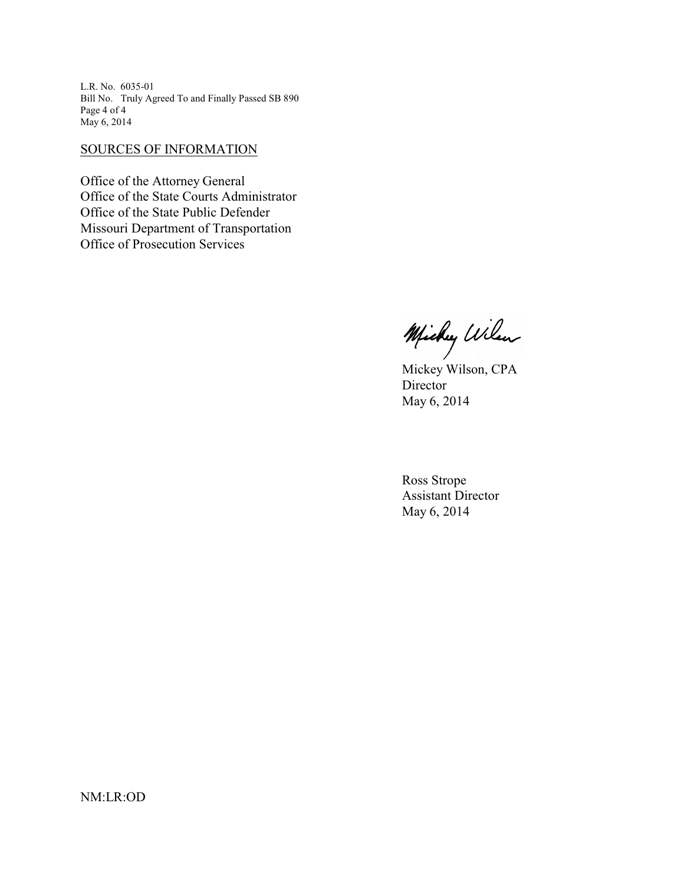## SOURCES OF INFORMATION

Office of the Attorney General
Office of the State Courts Administrator
Office of the State Public Defender
Missouri Department of Transportation
Office of Prosecution Services

Mickey Wilson, CPA
Director
May 6, 2014

Ross Strope
Assistant Director
May 6, 2014

NM:LR:OD